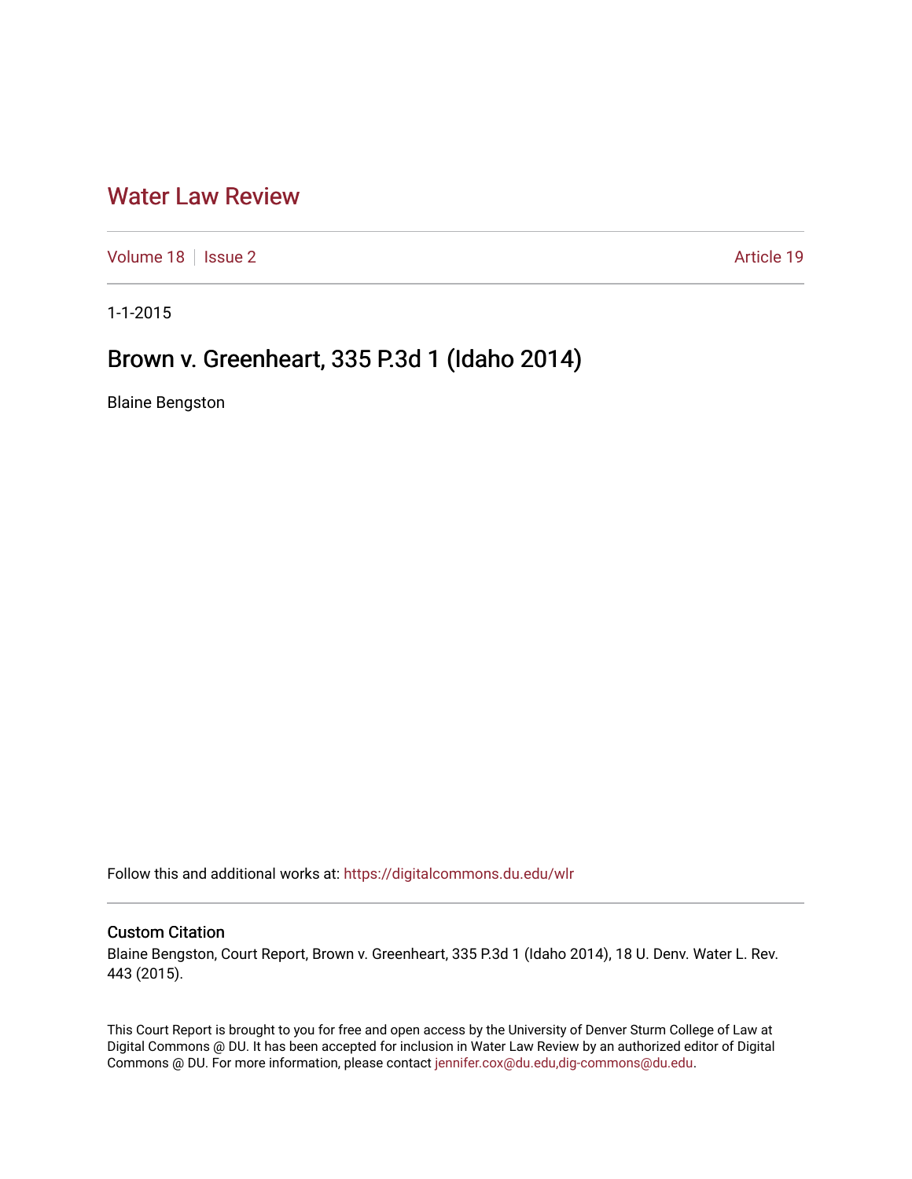# Water Law Review

Volume 18 | Issue 2 | Article 19

1-1-2015

## Brown v. Greenheart, 335 P.3d 1 (Idaho 2014)

Blaine Bengston

Follow this and additional works at: https://digitalcommons.du.edu/wlr

### Custom Citation

Blaine Bengston, Court Report, Brown v. Greenheart, 335 P.3d 1 (Idaho 2014), 18 U. Denv. Water L. Rev. 443 (2015).

This Court Report is brought to you for free and open access by the University of Denver Sturm College of Law at Digital Commons @ DU. It has been accepted for inclusion in Water Law Review by an authorized editor of Digital Commons @ DU. For more information, please contact jennifer.cox@du.edu,dig-commons@du.edu.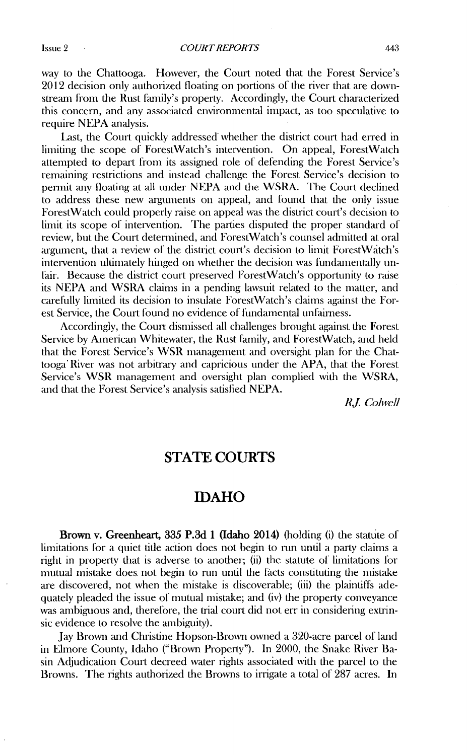way to the Chattooga. However, the Court noted that the Forest Service's 2012 decision only authorized floating on portions of the river that are downstream from the Rust family's property. Accordingly, the Court characterized this concern, and any associated environmental impact, as too speculative to require NEPA analysis.

Last, the Court quickly addressed whether the district court had erred in limiting the scope of ForestWatch's intervention. On appeal, ForestWatch attempted to depart from its assigned role of defending the Forest Service's remaining restrictions and instead challenge the Forest Service's decision to permit any floating at all under NEPA and the WSRA. The Court declined to address these new arguments on appeal, and found that the only issue ForestWatch could properly raise on appeal was the district court's decision to limit its scope of intervention. The parties disputed the proper standard of review, but the Court determined, and ForestWatch's counsel admitted at oral argument, that a review of the district court's decision to limit ForestWatch's intervention ultimately hinged on whether the decision was fundamentally unfair. Because the district court preserved ForestWatch's opportunity to raise its NEPA and WSRA claims in a pending lawsuit related to the matter, and carefully limited its decision to insulate ForestWatch's claims against the Forest Service, the Court found no evidence of fundamental unfairness.

Accordingly, the Court dismissed all challenges brought against the Forest Service by American Whitewater, the Rust family, and ForestWatch, and held that the Forest Service's WSR management and oversight plan for the Chattooga River was not arbitrary and capricious under the APA, that the Forest Service's WSR management and oversight plan complied with the WSRA, and that the Forest Service's analysis satisfied NEPA.

*R.J. Colwell*

## STATE COURTS

## IDAHO

**Brown v. Greenheart, 335 P.3d 1 (Idaho 2014)** (holding (i) the statute of limitations for a quiet title action does not begin to run until a party claims a right in property that is adverse to another; (ii) the statute of limitations for mutual mistake does not begin to run until the facts constituting the mistake are discovered, not when the mistake is discoverable; (iii) the plaintiffs adequately pleaded the issue of mutual mistake; and (iv) the property conveyance was ambiguous and, therefore, the trial court did not err in considering extrinsic evidence to resolve the ambiguity).

Jay Brown and Christine Hopson-Brown owned a 320-acre parcel of land in Elmore County, Idaho ("Brown Property"). In 2000, the Snake River Basin Adjudication Court decreed water rights associated with the parcel to the Browns. The rights authorized the Browns to irrigate a total of 287 acres. In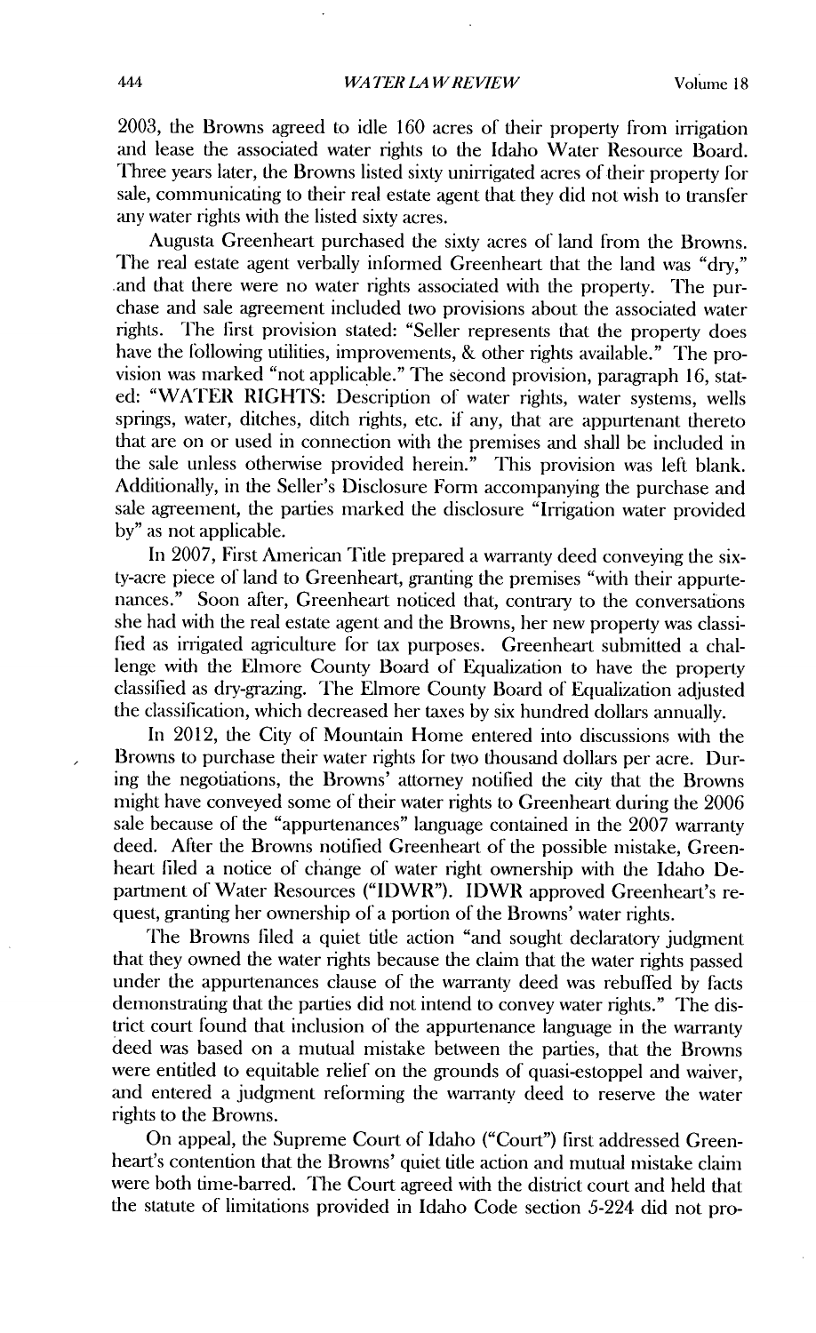2003, the Browns agreed to idle 160 acres of their property from irrigation and lease the associated water rights to the Idaho Water Resource Board. Three years later, the Browns listed sixty unirrigated acres of their property for sale, communicating to their real estate agent that they did not wish to transfer any water rights with the listed sixty acres.

Augusta Greenheart purchased the sixty acres of land from the Browns. The real estate agent verbally informed Greenheart that the land was "dry," and that there were no water rights associated with the property. The purchase and sale agreement included two provisions about the associated water rights. The first provision stated: "Seller represents that the property does have the following utilities, improvements, & other rights available." The provision was marked "not applicable." The second provision, paragraph 16, stated: "WATER RIGHTS: Description of water rights, water systems, wells springs, water, ditches, ditch rights, etc. if any, that are appurtenant thereto that are on or used in connection with the premises and shall be included in the sale unless otherwise provided herein." This provision was left blank. Additionally, in the Seller's Disclosure Form accompanying the purchase and sale agreement, the parties marked the disclosure "Irrigation water provided by" as not applicable.

In 2007, First American Title prepared a warranty deed conveying the sixty-acre piece of land to Greenheart, granting the premises "with their appurtenances." Soon after, Greenheart noticed that, contrary to the conversations she had with the real estate agent and the Browns, her new property was classified as irrigated agriculture for tax purposes. Greenheart submitted a challenge with the Elmore County Board of Equalization to have the property classified as dry-grazing. The Elmore County Board of Equalization adjusted the classification, which decreased her taxes by six hundred dollars annually.

In 2012, the City of Mountain Home entered into discussions with the Browns to purchase their water rights for two thousand dollars per acre. During the negotiations, the Browns' attorney notified the city that the Browns might have conveyed some of their water rights to Greenheart during the 2006 sale because of the "appurtenances" language contained in the 2007 warranty deed. After the Browns notified Greenheart of the possible mistake, Greenheart filed a notice of change of water right ownership with the Idaho Department of Water Resources ("IDWR"). IDWR approved Greenheart's request, granting her ownership of a portion of the Browns' water rights.

The Browns filed a quiet title action "and sought declaratory judgment that they owned the water rights because the claim that the water rights passed under the appurtenances clause of the warranty deed was rebuffed by facts demonstrating that the parties did not intend to convey water rights." The district court found that inclusion of the appurtenance language in the warranty deed was based on a mutual mistake between the parties, that the Browns were entitled to equitable relief on the grounds of quasi-estoppel and waiver, and entered a judgment reforming the warranty deed to reserve the water rights to the Browns.

On appeal, the Supreme Court of Idaho ("Court") first addressed Greenheart's contention that the Browns' quiet title action and mutual mistake claim were both time-barred. The Court agreed with the district court and held that the statute of limitations provided in Idaho Code section 5-224 did not pro-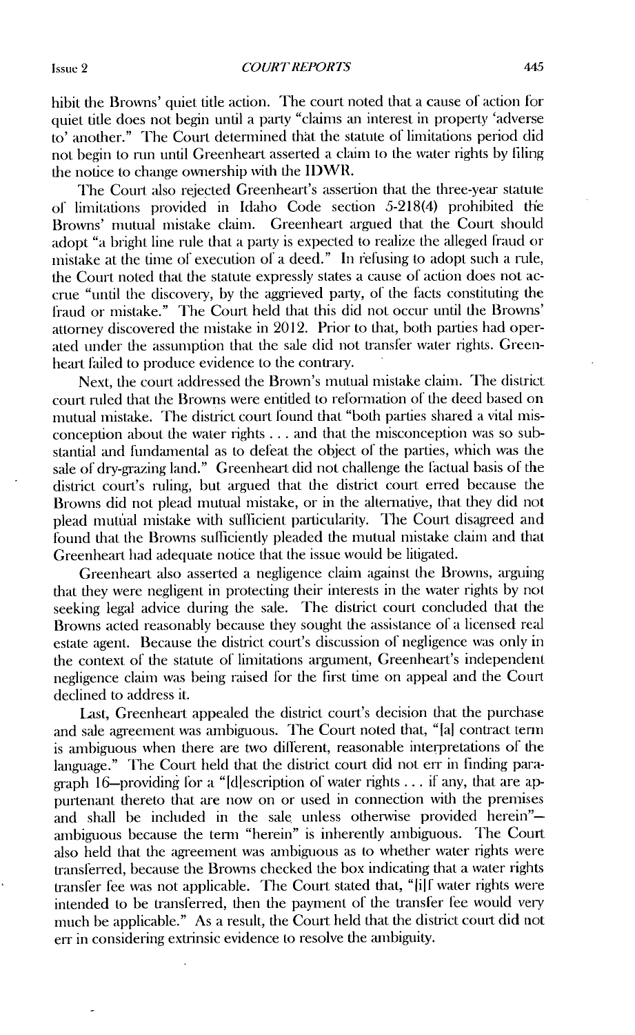hibit the Browns' quiet title action. The court noted that a cause of action for quiet title does not begin until a party "claims an interest in property 'adverse to' another." The Court determined that the statute of limitations period did not begin to run until Greenheart asserted a claim to the water rights by filing the notice to change ownership with the IDWR.

The Court also rejected Greenheart's assertion that the three-year statute of limitations provided in Idaho Code section 5-218(4) prohibited the Browns' mutual mistake claim. Greenheart argued that the Court should adopt "a bright line rule that a party is expected to realize the alleged fraud or mistake at the time of execution of a deed." In refusing to adopt such a rule, the Court noted that the statute expressly states a cause of action does not accrue "until the discovery, by the aggrieved party, of the facts constituting the fraud or mistake." The Court held that this did not occur until the Browns' attorney discovered the mistake in 2012. Prior to that, both parties had operated under the assumption that the sale did not transfer water rights. Greenheart failed to produce evidence to the contrary.

Next, the court addressed the Brown's mutual mistake claim. The district court ruled that the Browns were entitled to reformation of the deed based on mutual mistake. The district court found that "both parties shared a vital misconception about the water rights . . . and that the misconception was so substantial and fundamental as to defeat the object of the parties, which was the sale of dry-grazing land." Greenheart did not challenge the factual basis of the district court's ruling, but argued that the district court erred because the Browns did not plead mutual mistake, or in the alternative, that they did not plead mutual mistake with sufficient particularity. The Court disagreed and found that the Browns sufficiently pleaded the mutual mistake claim and that Greenheart had adequate notice that the issue would be litigated.

Greenheart also asserted a negligence claim against the Browns, arguing that they were negligent in protecting their interests in the water rights by not seeking legal advice during the sale. The district court concluded that the Browns acted reasonably because they sought the assistance of a licensed real estate agent. Because the district court's discussion of negligence was only in the context of the statute of limitations argument, Greenheart's independent negligence claim was being raised for the first time on appeal and the Court declined to address it.

Last, Greenheart appealed the district court's decision that the purchase and sale agreement was ambiguous. The Court noted that, "[a] contract term is ambiguous when there are two different, reasonable interpretations of the language." The Court held that the district court did not err in finding paragraph 16—providing for a "[d]escription of water rights . . . if any, that are appurtenant thereto that are now on or used in connection with the premises and shall be included in the sale unless otherwise provided herein"—ambiguous because the term "herein" is inherently ambiguous. The Court also held that the agreement was ambiguous as to whether water rights were transferred, because the Browns checked the box indicating that a water rights transfer fee was not applicable. The Court stated that, "[i]f water rights were intended to be transferred, then the payment of the transfer fee would very much be applicable." As a result, the Court held that the district court did not err in considering extrinsic evidence to resolve the ambiguity.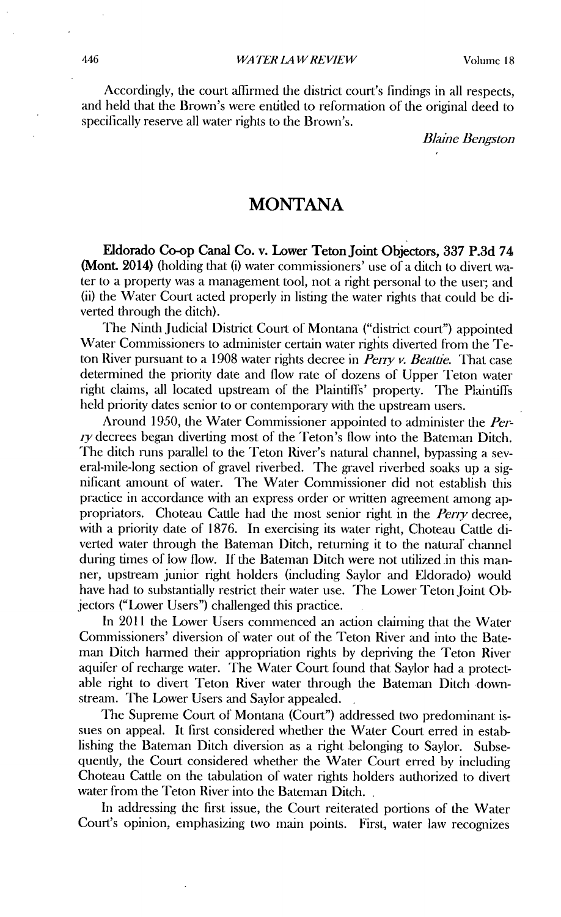Accordingly, the court affirmed the district court's findings in all respects, and held that the Brown's were entitled to reformation of the original deed to specifically reserve all water rights to the Brown's.

*Blaine Bengston*

# MONTANA

**Eldorado Co-op Canal Co. v. Lower Teton Joint Objectors, 337 P.3d 74 (Mont. 2014)** (holding that (i) water commissioners' use of a ditch to divert water to a property was a management tool, not a right personal to the user; and (ii) the Water Court acted properly in listing the water rights that could be diverted through the ditch).

The Ninth Judicial District Court of Montana ("district court") appointed Water Commissioners to administer certain water rights diverted from the Teton River pursuant to a 1908 water rights decree in *Perry v. Beattie*. That case determined the priority date and flow rate of dozens of Upper Teton water right claims, all located upstream of the Plaintiffs' property. The Plaintiffs held priority dates senior to or contemporary with the upstream users.

Around 1950, the Water Commissioner appointed to administer the *Perry* decrees began diverting most of the Teton's flow into the Bateman Ditch. The ditch runs parallel to the Teton River's natural channel, bypassing a several-mile-long section of gravel riverbed. The gravel riverbed soaks up a significant amount of water. The Water Commissioner did not establish this practice in accordance with an express order or written agreement among appropriators. Choteau Cattle had the most senior right in the *Perry* decree, with a priority date of 1876. In exercising its water right, Choteau Cattle diverted water through the Bateman Ditch, returning it to the natural channel during times of low flow. If the Bateman Ditch were not utilized in this manner, upstream junior right holders (including Saylor and Eldorado) would have had to substantially restrict their water use. The Lower Teton Joint Objectors ("Lower Users") challenged this practice.

In 2011 the Lower Users commenced an action claiming that the Water Commissioners' diversion of water out of the Teton River and into the Bateman Ditch harmed their appropriation rights by depriving the Teton River aquifer of recharge water. The Water Court found that Saylor had a protectable right to divert Teton River water through the Bateman Ditch downstream. The Lower Users and Saylor appealed.

The Supreme Court of Montana (Court") addressed two predominant issues on appeal. It first considered whether the Water Court erred in establishing the Bateman Ditch diversion as a right belonging to Saylor. Subsequently, the Court considered whether the Water Court erred by including Choteau Cattle on the tabulation of water rights holders authorized to divert water from the Teton River into the Bateman Ditch.

In addressing the first issue, the Court reiterated portions of the Water Court's opinion, emphasizing two main points. First, water law recognizes